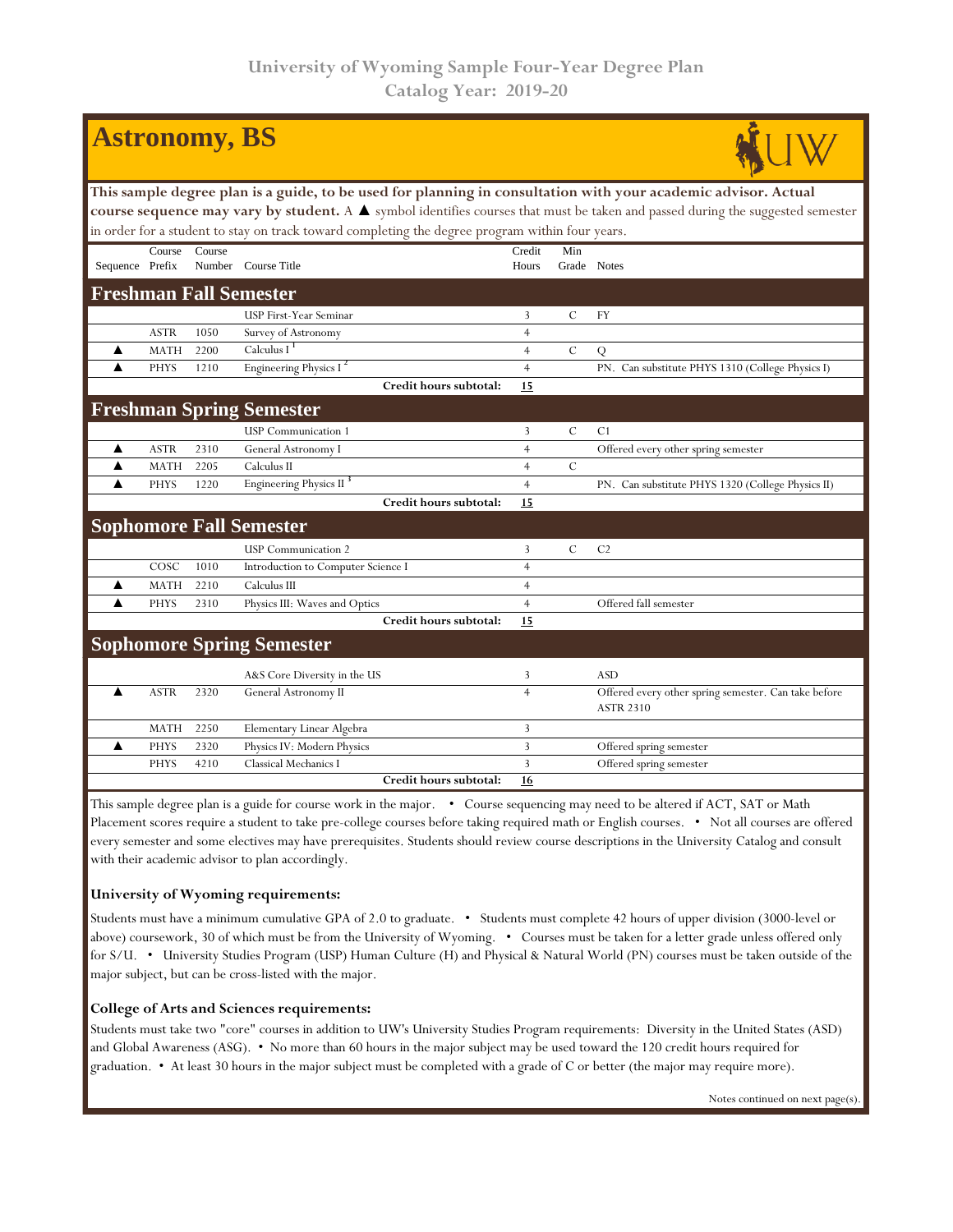University of Wyoming Sample Four-Year Degree Plan
Catalog Year: 2019-20

# Astronomy, BS

**This sample degree plan is a guide, to be used for planning in consultation with your academic advisor. Actual course sequence may vary by student.** A ▲ symbol identifies courses that must be taken and passed during the suggested semester in order for a student to stay on track toward completing the degree program within four years.

| Sequence | Course Prefix | Course Number | Course Title | Credit Hours | Min Grade | Notes |
|---|---|---|---|---|---|---|
| **Freshman Fall Semester** | | | | | | |
| | | | USP First-Year Seminar | 3 | C | FY |
| | ASTR | 1050 | Survey of Astronomy | 4 | | |
| ▲ | MATH | 2200 | Calculus I [1] | 4 | C | Q |
| ▲ | PHYS | 1210 | Engineering Physics I [2] | 4 | | PN. Can substitute PHYS 1310 (College Physics I) |
| | | | **Credit hours subtotal:** | **15** | | |
| **Freshman Spring Semester** | | | | | | |
| | | | USP Communication 1 | 3 | C | C1 |
| ▲ | ASTR | 2310 | General Astronomy I | 4 | | Offered every other spring semester |
| ▲ | MATH | 2205 | Calculus II | 4 | C | |
| ▲ | PHYS | 1220 | Engineering Physics II [3] | 4 | | PN. Can substitute PHYS 1320 (College Physics II) |
| | | | **Credit hours subtotal:** | **15** | | |
| **Sophomore Fall Semester** | | | | | | |
| | | | USP Communication 2 | 3 | C | C2 |
| | COSC | 1010 | Introduction to Computer Science I | 4 | | |
| ▲ | MATH | 2210 | Calculus III | 4 | | |
| ▲ | PHYS | 2310 | Physics III: Waves and Optics | 4 | | Offered fall semester |
| | | | **Credit hours subtotal:** | **15** | | |
| **Sophomore Spring Semester** | | | | | | |
| | | | A&S Core Diversity in the US | 3 | | ASD |
| ▲ | ASTR | 2320 | General Astronomy II | 4 | | Offered every other spring semester. Can take before ASTR 2310 |
| | MATH | 2250 | Elementary Linear Algebra | 3 | | |
| ▲ | PHYS | 2320 | Physics IV: Modern Physics | 3 | | Offered spring semester |
| | PHYS | 4210 | Classical Mechanics I | 3 | | Offered spring semester |
| | | | **Credit hours subtotal:** | **16** | | |

This sample degree plan is a guide for course work in the major. • Course sequencing may need to be altered if ACT, SAT or Math Placement scores require a student to take pre-college courses before taking required math or English courses. • Not all courses are offered every semester and some electives may have prerequisites. Students should review course descriptions in the University Catalog and consult with their academic advisor to plan accordingly.

### University of Wyoming requirements:

Students must have a minimum cumulative GPA of 2.0 to graduate. • Students must complete 42 hours of upper division (3000-level or above) coursework, 30 of which must be from the University of Wyoming. • Courses must be taken for a letter grade unless offered only for S/U. • University Studies Program (USP) Human Culture (H) and Physical & Natural World (PN) courses must be taken outside of the major subject, but can be cross-listed with the major.

### College of Arts and Sciences requirements:

Students must take two "core" courses in addition to UW's University Studies Program requirements: Diversity in the United States (ASD) and Global Awareness (ASG). • No more than 60 hours in the major subject may be used toward the 120 credit hours required for graduation. • At least 30 hours in the major subject must be completed with a grade of C or better (the major may require more).

Notes continued on next page(s).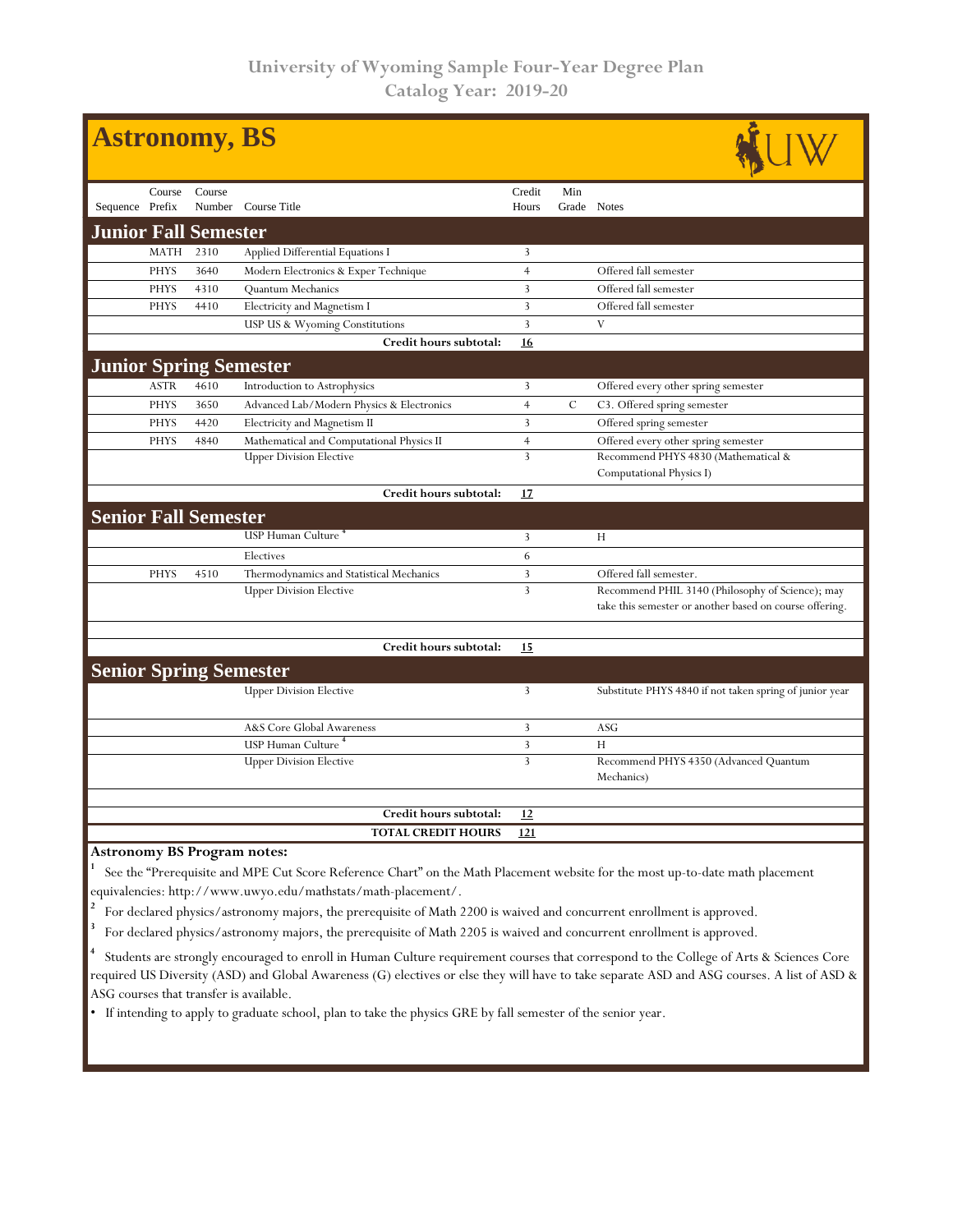# University of Wyoming Sample Four-Year Degree Plan
## Catalog Year: 2019-20

## Astronomy, BS

| Sequence | Course Prefix | Course Number | Course Title | Credit Hours | Min Grade | Notes |
|---|---|---|---|---|---|---|
| **Junior Fall Semester** | | | | | | |
| | MATH | 2310 | Applied Differential Equations I | 3 | | |
| | PHYS | 3640 | Modern Electronics & Exper Technique | 4 | | Offered fall semester |
| | PHYS | 4310 | Quantum Mechanics | 3 | | Offered fall semester |
| | PHYS | 4410 | Electricity and Magnetism I | 3 | | Offered fall semester |
| | | | USP US & Wyoming Constitutions | 3 | | V |
| | | | **Credit hours subtotal:** | **16** | | |
| **Junior Spring Semester** | | | | | | |
| | ASTR | 4610 | Introduction to Astrophysics | 3 | | Offered every other spring semester |
| | PHYS | 3650 | Advanced Lab/Modern Physics & Electronics | 4 | C | C3. Offered spring semester |
| | PHYS | 4420 | Electricity and Magnetism II | 3 | | Offered spring semester |
| | PHYS | 4840 | Mathematical and Computational Physics II | 4 | | Offered every other spring semester |
| | | | Upper Division Elective | 3 | | Recommend PHYS 4830 (Mathematical & Computational Physics I) |
| | | | **Credit hours subtotal:** | **17** | | |
| **Senior Fall Semester** | | | | | | |
| | | | USP Human Culture [4] | 3 | | H |
| | | | Electives | 6 | | |
| | PHYS | 4510 | Thermodynamics and Statistical Mechanics | 3 | | Offered fall semester. |
| | | | Upper Division Elective | 3 | | Recommend PHIL 3140 (Philosophy of Science); may take this semester or another based on course offering. |
| | | | **Credit hours subtotal:** | **15** | | |
| **Senior Spring Semester** | | | | | | |
| | | | Upper Division Elective | 3 | | Substitute PHYS 4840 if not taken spring of junior year |
| | | | A&S Core Global Awareness | 3 | | ASG |
| | | | USP Human Culture [4] | 3 | | H |
| | | | Upper Division Elective | 3 | | Recommend PHYS 4350 (Advanced Quantum Mechanics) |
| | | | **Credit hours subtotal:** | **12** | | |
| | | | **TOTAL CREDIT HOURS** | **121** | | |

**Astronomy BS Program notes:**

[1] See the "Prerequisite and MPE Cut Score Reference Chart" on the Math Placement website for the most up-to-date math placement equivalencies: http://www.uwyo.edu/mathstats/math-placement/.

[2] For declared physics/astronomy majors, the prerequisite of Math 2200 is waived and concurrent enrollment is approved.

[3] For declared physics/astronomy majors, the prerequisite of Math 2205 is waived and concurrent enrollment is approved.

[4] Students are strongly encouraged to enroll in Human Culture requirement courses that correspond to the College of Arts & Sciences Core required US Diversity (ASD) and Global Awareness (G) electives or else they will have to take separate ASD and ASG courses. A list of ASD & ASG courses that transfer is available.

- If intending to apply to graduate school, plan to take the physics GRE by fall semester of the senior year.